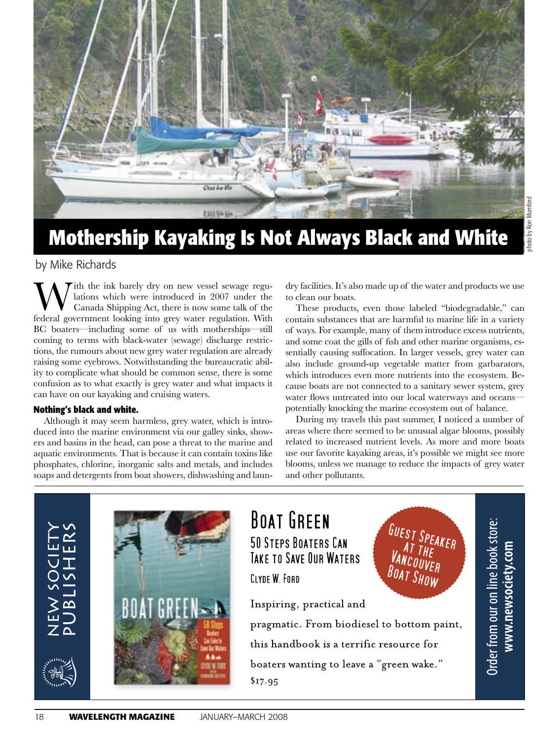# Mothership Kayaking Is Not Always Black and White

photo by Ron Mumford

by Mike Richards

With the ink barely dry on new vessel sewage regulations which were introduced in 2007 under the Canada Shipping Act, there is now some talk of the federal government looking into grey water regulation. With BC boaters—including some of us with motherships—still coming to terms with black-water (sewage) discharge restrictions, the rumours about new grey water regulation are already raising some eyebrows. Notwithstanding the bureaucratic ability to complicate what should be common sense, there is some confusion as to what exactly is grey water and what impacts it can have on our kayaking and cruising waters.

### Nothing's black and white.

Although it may seem harmless, grey water, which is introduced into the marine environment via our galley sinks, showers and basins in the head, can pose a threat to the marine and aquatic environments. That is because it can contain toxins like phosphates, chlorine, inorganic salts and metals, and includes soaps and detergents from boat showers, dishwashing and laundry facilities. It's also made up of the water and products we use to clean our boats.

These products, even those labeled "biodegradable," can contain substances that are harmful to marine life in a variety of ways. For example, many of them introduce excess nutrients, and some coat the gills of fish and other marine organisms, essentially causing suffocation. In larger vessels, grey water can also include ground-up vegetable matter from garbarators, which introduces even more nutrients into the ecosystem. Because boats are not connected to a sanitary sewer system, grey water flows untreated into our local waterways and oceans—potentially knocking the marine ecosystem out of balance.

During my travels this past summer, I noticed a number of areas where there seemed to be unusual algae blooms, possibly related to increased nutrient levels. As more and more boats use our favorite kayaking areas, it's possible we might see more blooms, unless we manage to reduce the impacts of grey water and other pollutants.

---

NEW SOCIETY PUBLISHERS

**BOAT GREEN**

50 STEPS BOATERS CAN TAKE TO SAVE OUR WATERS

CLYDE W. FORD

GUEST SPEAKER AT THE VANCOUVER BOAT SHOW

Inspiring, practical and pragmatic. From biodiesel to bottom paint, this handbook is a terrific resource for boaters wanting to leave a "green wake."

$17.95

Order from our on line book store: **www.newsociety.com**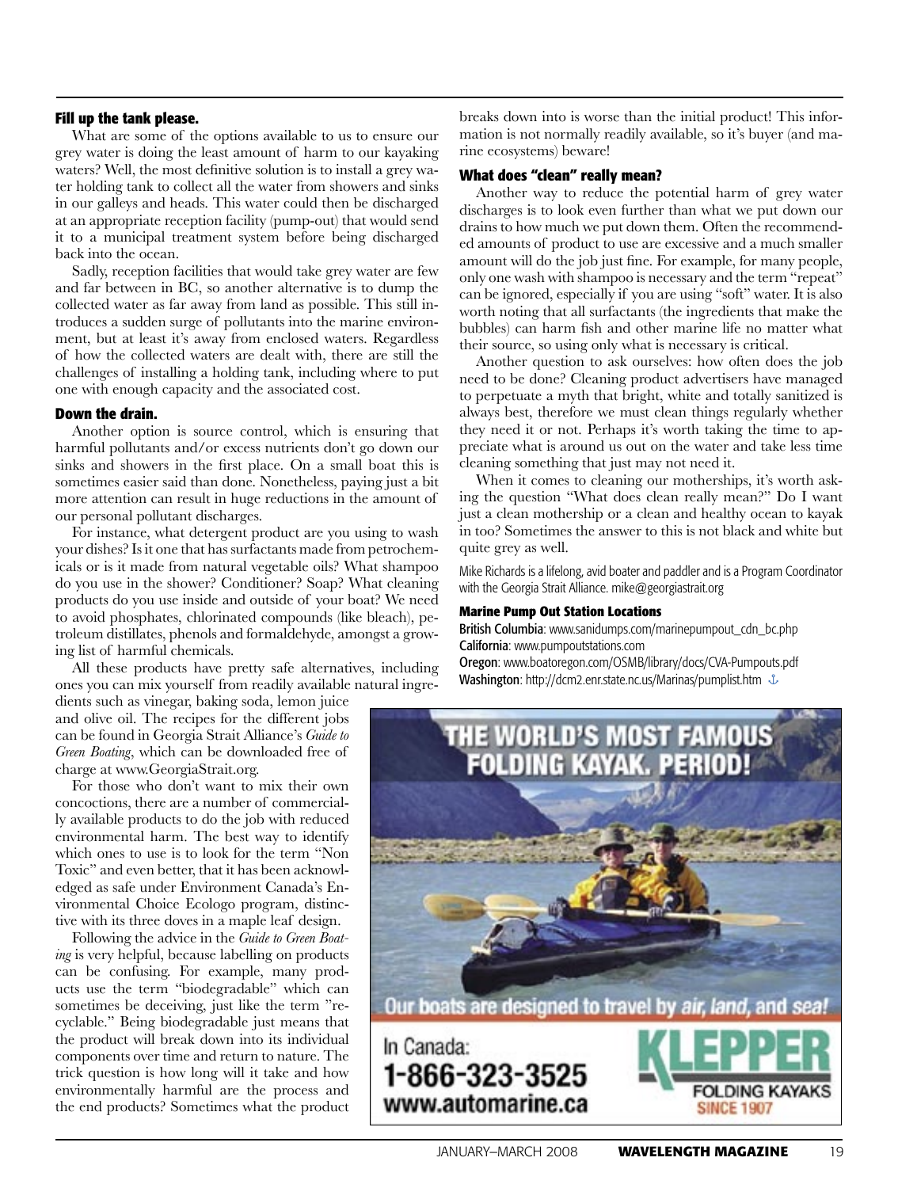### Fill up the tank please.

What are some of the options available to us to ensure our grey water is doing the least amount of harm to our kayaking waters? Well, the most definitive solution is to install a grey water holding tank to collect all the water from showers and sinks in our galleys and heads. This water could then be discharged at an appropriate reception facility (pump-out) that would send it to a municipal treatment system before being discharged back into the ocean.

Sadly, reception facilities that would take grey water are few and far between in BC, so another alternative is to dump the collected water as far away from land as possible. This still introduces a sudden surge of pollutants into the marine environment, but at least it's away from enclosed waters. Regardless of how the collected waters are dealt with, there are still the challenges of installing a holding tank, including where to put one with enough capacity and the associated cost.

### Down the drain.

Another option is source control, which is ensuring that harmful pollutants and/or excess nutrients don't go down our sinks and showers in the first place. On a small boat this is sometimes easier said than done. Nonetheless, paying just a bit more attention can result in huge reductions in the amount of our personal pollutant discharges.

For instance, what detergent product are you using to wash your dishes? Is it one that has surfactants made from petrochemicals or is it made from natural vegetable oils? What shampoo do you use in the shower? Conditioner? Soap? What cleaning products do you use inside and outside of your boat? We need to avoid phosphates, chlorinated compounds (like bleach), petroleum distillates, phenols and formaldehyde, amongst a growing list of harmful chemicals.

All these products have pretty safe alternatives, including ones you can mix yourself from readily available natural ingredients such as vinegar, baking soda, lemon juice and olive oil. The recipes for the different jobs can be found in Georgia Strait Alliance's *Guide to Green Boating*, which can be downloaded free of charge at www.GeorgiaStrait.org.

For those who don't want to mix their own concoctions, there are a number of commercially available products to do the job with reduced environmental harm. The best way to identify which ones to use is to look for the term "Non Toxic" and even better, that it has been acknowledged as safe under Environment Canada's Environmental Choice Ecologo program, distinctive with its three doves in a maple leaf design.

Following the advice in the *Guide to Green Boating* is very helpful, because labelling on products can be confusing. For example, many products use the term "biodegradable" which can sometimes be deceiving, just like the term "recyclable." Being biodegradable just means that the product will break down into its individual components over time and return to nature. The trick question is how long will it take and how environmentally harmful are the process and the end products? Sometimes what the product breaks down into is worse than the initial product! This information is not normally readily available, so it's buyer (and marine ecosystems) beware!

### What does "clean" really mean?

Another way to reduce the potential harm of grey water discharges is to look even further than what we put down our drains to how much we put down them. Often the recommended amounts of product to use are excessive and a much smaller amount will do the job just fine. For example, for many people, only one wash with shampoo is necessary and the term "repeat" can be ignored, especially if you are using "soft" water. It is also worth noting that all surfactants (the ingredients that make the bubbles) can harm fish and other marine life no matter what their source, so using only what is necessary is critical.

Another question to ask ourselves: how often does the job need to be done? Cleaning product advertisers have managed to perpetuate a myth that bright, white and totally sanitized is always best, therefore we must clean things regularly whether they need it or not. Perhaps it's worth taking the time to appreciate what is around us out on the water and take less time cleaning something that just may not need it.

When it comes to cleaning our motherships, it's worth asking the question "What does clean really mean?" Do I want just a clean mothership or a clean and healthy ocean to kayak in too? Sometimes the answer to this is not black and white but quite grey as well.

Mike Richards is a lifelong, avid boater and paddler and is a Program Coordinator with the Georgia Strait Alliance. mike@georgiastrait.org

### Marine Pump Out Station Locations

**British Columbia**: www.sanidumps.com/marinepumpout_cdn_bc.php
**California**: www.pumpoutstations.com
**Oregon**: www.boatoregon.com/OSMB/library/docs/CVA-Pumpouts.pdf
**Washington**: http://dcm2.enr.state.nc.us/Marinas/pumplist.htm

THE WORLD'S MOST FAMOUS FOLDING KAYAK. PERIOD!

Our boats are designed to travel by *air, land,* and *sea!*

In Canada:
1-866-323-3525
www.automarine.ca

KLEPPER FOLDING KAYAKS SINCE 1907